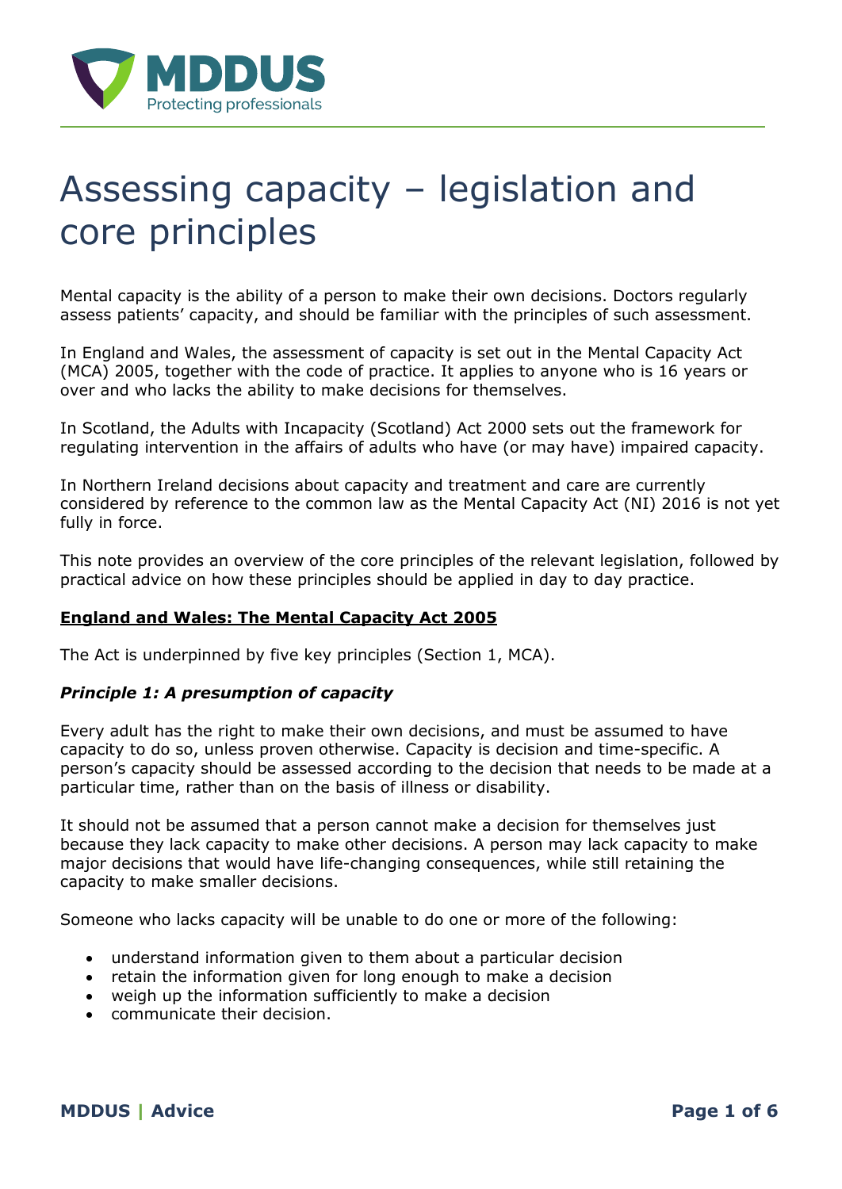# Assessing capacity – legislation and core principles

Mental capacity is the ability of a person to make their own decisions. Doctors regularly assess patients' capacity, and should be familiar with the principles of such assessment.

In England and Wales, the assessment of capacity is set out in the Mental Capacity Act (MCA) 2005, together with the code of practice. It applies to anyone who is 16 years or over and who lacks the ability to make decisions for themselves.

In Scotland, the Adults with Incapacity (Scotland) Act 2000 sets out the framework for regulating intervention in the affairs of adults who have (or may have) impaired capacity.

In Northern Ireland decisions about capacity and treatment and care are currently considered by reference to the common law as the Mental Capacity Act (NI) 2016 is not yet fully in force.

This note provides an overview of the core principles of the relevant legislation, followed by practical advice on how these principles should be applied in day to day practice.

## England and Wales: The Mental Capacity Act 2005

The Act is underpinned by five key principles (Section 1, MCA).

### *Principle 1: A presumption of capacity*

Every adult has the right to make their own decisions, and must be assumed to have capacity to do so, unless proven otherwise. Capacity is decision and time-specific. A person's capacity should be assessed according to the decision that needs to be made at a particular time, rather than on the basis of illness or disability.

It should not be assumed that a person cannot make a decision for themselves just because they lack capacity to make other decisions. A person may lack capacity to make major decisions that would have life-changing consequences, while still retaining the capacity to make smaller decisions.

Someone who lacks capacity will be unable to do one or more of the following:

- understand information given to them about a particular decision
- retain the information given for long enough to make a decision
- weigh up the information sufficiently to make a decision
- communicate their decision.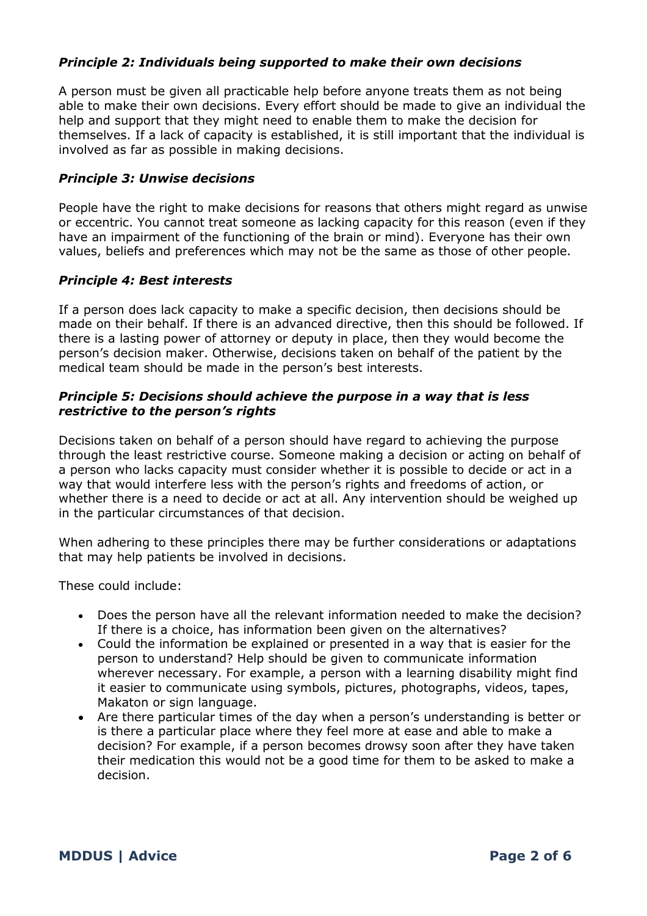### ***Principle 2: Individuals being supported to make their own decisions***

A person must be given all practicable help before anyone treats them as not being able to make their own decisions. Every effort should be made to give an individual the help and support that they might need to enable them to make the decision for themselves. If a lack of capacity is established, it is still important that the individual is involved as far as possible in making decisions.

### ***Principle 3: Unwise decisions***

People have the right to make decisions for reasons that others might regard as unwise or eccentric. You cannot treat someone as lacking capacity for this reason (even if they have an impairment of the functioning of the brain or mind). Everyone has their own values, beliefs and preferences which may not be the same as those of other people.

### ***Principle 4: Best interests***

If a person does lack capacity to make a specific decision, then decisions should be made on their behalf. If there is an advanced directive, then this should be followed. If there is a lasting power of attorney or deputy in place, then they would become the person's decision maker. Otherwise, decisions taken on behalf of the patient by the medical team should be made in the person's best interests.

### ***Principle 5: Decisions should achieve the purpose in a way that is less restrictive to the person's rights***

Decisions taken on behalf of a person should have regard to achieving the purpose through the least restrictive course. Someone making a decision or acting on behalf of a person who lacks capacity must consider whether it is possible to decide or act in a way that would interfere less with the person's rights and freedoms of action, or whether there is a need to decide or act at all. Any intervention should be weighed up in the particular circumstances of that decision.

When adhering to these principles there may be further considerations or adaptations that may help patients be involved in decisions.

These could include:

- Does the person have all the relevant information needed to make the decision? If there is a choice, has information been given on the alternatives?
- Could the information be explained or presented in a way that is easier for the person to understand? Help should be given to communicate information wherever necessary. For example, a person with a learning disability might find it easier to communicate using symbols, pictures, photographs, videos, tapes, Makaton or sign language.
- Are there particular times of the day when a person's understanding is better or is there a particular place where they feel more at ease and able to make a decision? For example, if a person becomes drowsy soon after they have taken their medication this would not be a good time for them to be asked to make a decision.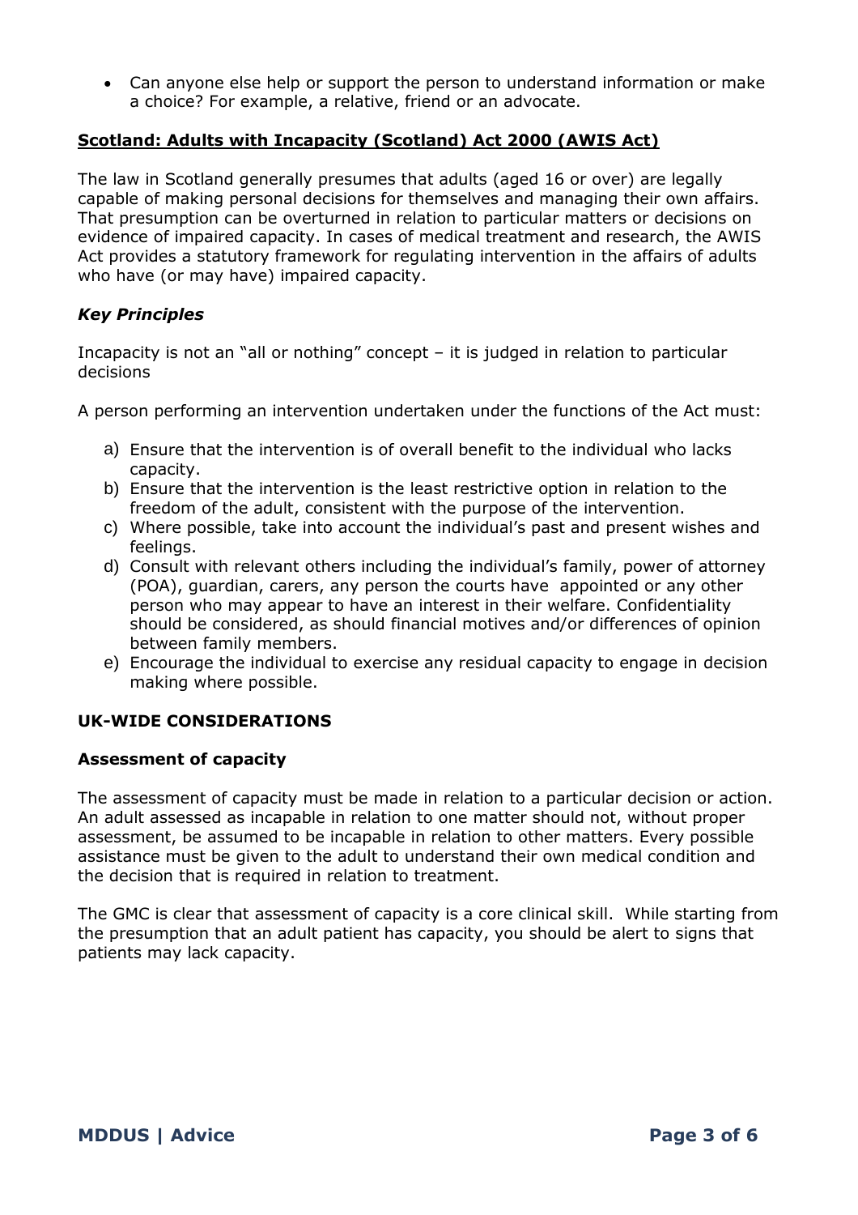- Can anyone else help or support the person to understand information or make a choice? For example, a relative, friend or an advocate.

## Scotland: Adults with Incapacity (Scotland) Act 2000 (AWIS Act)

The law in Scotland generally presumes that adults (aged 16 or over) are legally capable of making personal decisions for themselves and managing their own affairs. That presumption can be overturned in relation to particular matters or decisions on evidence of impaired capacity. In cases of medical treatment and research, the AWIS Act provides a statutory framework for regulating intervention in the affairs of adults who have (or may have) impaired capacity.

### *Key Principles*

Incapacity is not an "all or nothing" concept – it is judged in relation to particular decisions

A person performing an intervention undertaken under the functions of the Act must:

a) Ensure that the intervention is of overall benefit to the individual who lacks capacity.
b) Ensure that the intervention is the least restrictive option in relation to the freedom of the adult, consistent with the purpose of the intervention.
c) Where possible, take into account the individual's past and present wishes and feelings.
d) Consult with relevant others including the individual's family, power of attorney (POA), guardian, carers, any person the courts have appointed or any other person who may appear to have an interest in their welfare. Confidentiality should be considered, as should financial motives and/or differences of opinion between family members.
e) Encourage the individual to exercise any residual capacity to engage in decision making where possible.

## UK-WIDE CONSIDERATIONS

### Assessment of capacity

The assessment of capacity must be made in relation to a particular decision or action. An adult assessed as incapable in relation to one matter should not, without proper assessment, be assumed to be incapable in relation to other matters. Every possible assistance must be given to the adult to understand their own medical condition and the decision that is required in relation to treatment.

The GMC is clear that assessment of capacity is a core clinical skill. While starting from the presumption that an adult patient has capacity, you should be alert to signs that patients may lack capacity.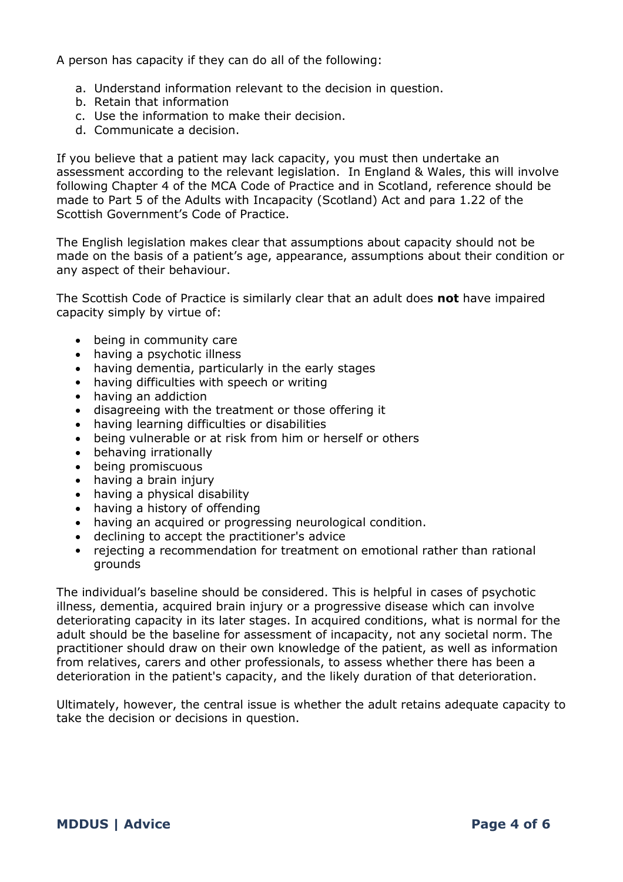A person has capacity if they can do all of the following:

a. Understand information relevant to the decision in question.
b. Retain that information
c. Use the information to make their decision.
d. Communicate a decision.

If you believe that a patient may lack capacity, you must then undertake an assessment according to the relevant legislation. In England & Wales, this will involve following Chapter 4 of the MCA Code of Practice and in Scotland, reference should be made to Part 5 of the Adults with Incapacity (Scotland) Act and para 1.22 of the Scottish Government's Code of Practice.

The English legislation makes clear that assumptions about capacity should not be made on the basis of a patient's age, appearance, assumptions about their condition or any aspect of their behaviour.

The Scottish Code of Practice is similarly clear that an adult does **not** have impaired capacity simply by virtue of:

- being in community care
- having a psychotic illness
- having dementia, particularly in the early stages
- having difficulties with speech or writing
- having an addiction
- disagreeing with the treatment or those offering it
- having learning difficulties or disabilities
- being vulnerable or at risk from him or herself or others
- behaving irrationally
- being promiscuous
- having a brain injury
- having a physical disability
- having a history of offending
- having an acquired or progressing neurological condition.
- declining to accept the practitioner's advice
- rejecting a recommendation for treatment on emotional rather than rational grounds

The individual's baseline should be considered. This is helpful in cases of psychotic illness, dementia, acquired brain injury or a progressive disease which can involve deteriorating capacity in its later stages. In acquired conditions, what is normal for the adult should be the baseline for assessment of incapacity, not any societal norm. The practitioner should draw on their own knowledge of the patient, as well as information from relatives, carers and other professionals, to assess whether there has been a deterioration in the patient's capacity, and the likely duration of that deterioration.

Ultimately, however, the central issue is whether the adult retains adequate capacity to take the decision or decisions in question.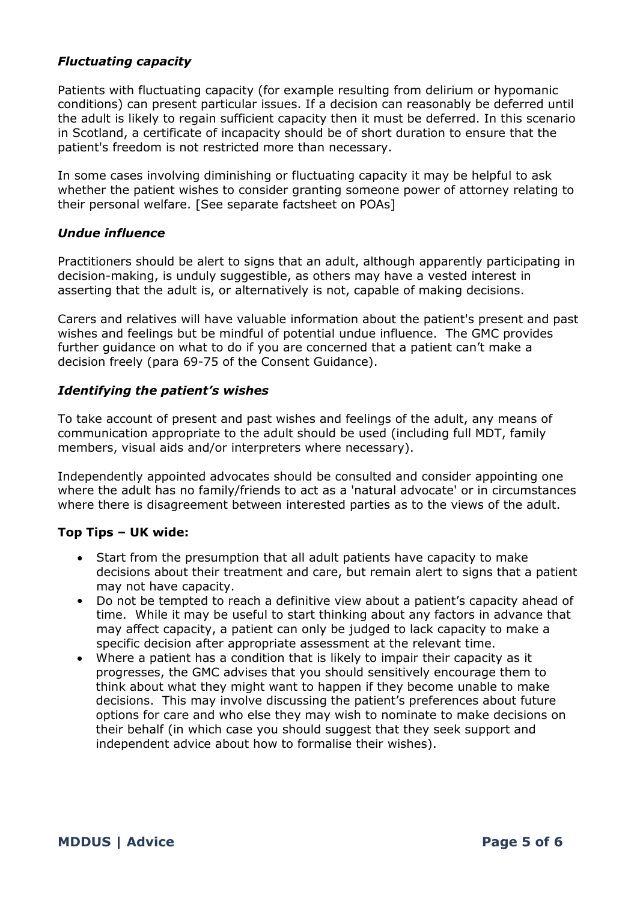### *Fluctuating capacity*

Patients with fluctuating capacity (for example resulting from delirium or hypomanic conditions) can present particular issues. If a decision can reasonably be deferred until the adult is likely to regain sufficient capacity then it must be deferred. In this scenario in Scotland, a certificate of incapacity should be of short duration to ensure that the patient's freedom is not restricted more than necessary.

In some cases involving diminishing or fluctuating capacity it may be helpful to ask whether the patient wishes to consider granting someone power of attorney relating to their personal welfare. [See separate factsheet on POAs]

### *Undue influence*

Practitioners should be alert to signs that an adult, although apparently participating in decision-making, is unduly suggestible, as others may have a vested interest in asserting that the adult is, or alternatively is not, capable of making decisions.

Carers and relatives will have valuable information about the patient's present and past wishes and feelings but be mindful of potential undue influence. The GMC provides further guidance on what to do if you are concerned that a patient can't make a decision freely (para 69-75 of the Consent Guidance).

### *Identifying the patient's wishes*

To take account of present and past wishes and feelings of the adult, any means of communication appropriate to the adult should be used (including full MDT, family members, visual aids and/or interpreters where necessary).

Independently appointed advocates should be consulted and consider appointing one where the adult has no family/friends to act as a 'natural advocate' or in circumstances where there is disagreement between interested parties as to the views of the adult.

### **Top Tips – UK wide:**

- Start from the presumption that all adult patients have capacity to make decisions about their treatment and care, but remain alert to signs that a patient may not have capacity.
- Do not be tempted to reach a definitive view about a patient's capacity ahead of time. While it may be useful to start thinking about any factors in advance that may affect capacity, a patient can only be judged to lack capacity to make a specific decision after appropriate assessment at the relevant time.
- Where a patient has a condition that is likely to impair their capacity as it progresses, the GMC advises that you should sensitively encourage them to think about what they might want to happen if they become unable to make decisions. This may involve discussing the patient's preferences about future options for care and who else they may wish to nominate to make decisions on their behalf (in which case you should suggest that they seek support and independent advice about how to formalise their wishes).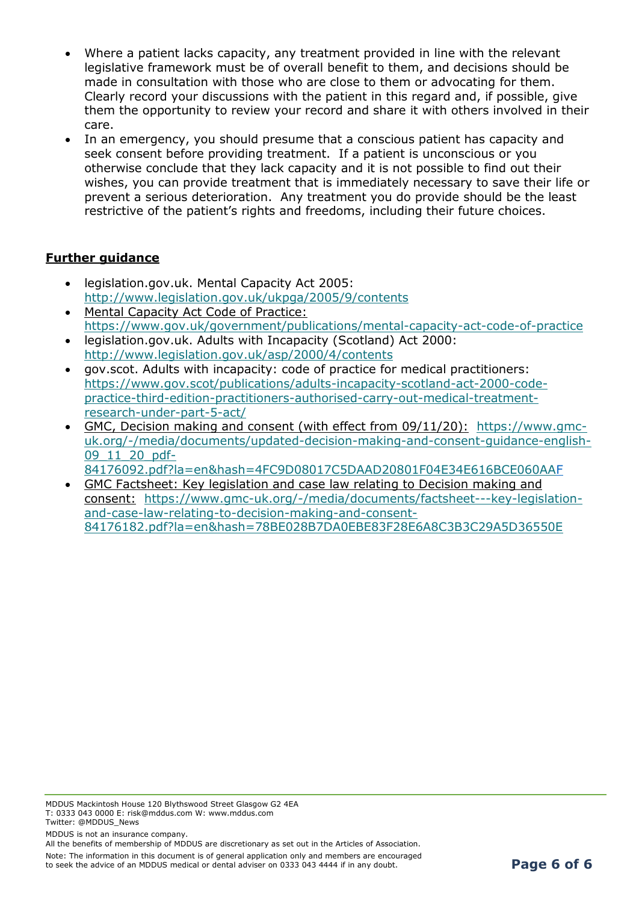- Where a patient lacks capacity, any treatment provided in line with the relevant legislative framework must be of overall benefit to them, and decisions should be made in consultation with those who are close to them or advocating for them. Clearly record your discussions with the patient in this regard and, if possible, give them the opportunity to review your record and share it with others involved in their care.
- In an emergency, you should presume that a conscious patient has capacity and seek consent before providing treatment. If a patient is unconscious or you otherwise conclude that they lack capacity and it is not possible to find out their wishes, you can provide treatment that is immediately necessary to save their life or prevent a serious deterioration. Any treatment you do provide should be the least restrictive of the patient's rights and freedoms, including their future choices.

## Further guidance

- legislation.gov.uk. Mental Capacity Act 2005: http://www.legislation.gov.uk/ukpga/2005/9/contents
- Mental Capacity Act Code of Practice: https://www.gov.uk/government/publications/mental-capacity-act-code-of-practice
- legislation.gov.uk. Adults with Incapacity (Scotland) Act 2000: http://www.legislation.gov.uk/asp/2000/4/contents
- gov.scot. Adults with incapacity: code of practice for medical practitioners: https://www.gov.scot/publications/adults-incapacity-scotland-act-2000-code-practice-third-edition-practitioners-authorised-carry-out-medical-treatment-research-under-part-5-act/
- GMC, Decision making and consent (with effect from 09/11/20): https://www.gmc-uk.org/-/media/documents/updated-decision-making-and-consent-guidance-english-09_11_20_pdf-84176092.pdf?la=en&hash=4FC9D08017C5DAAD20801F04E34E616BCE060AAF
- GMC Factsheet: Key legislation and case law relating to Decision making and consent: https://www.gmc-uk.org/-/media/documents/factsheet---key-legislation-and-case-law-relating-to-decision-making-and-consent-84176182.pdf?la=en&hash=78BE028B7DA0EBE83F28E6A8C3B3C29A5D36550E

MDDUS Mackintosh House 120 Blythswood Street Glasgow G2 4EA
T: 0333 043 0000 E: risk@mddus.com W: www.mddus.com
Twitter: @MDDUS_News

MDDUS is not an insurance company.
All the benefits of membership of MDDUS are discretionary as set out in the Articles of Association.

Note: The information in this document is of general application only and members are encouraged to seek the advice of an MDDUS medical or dental adviser on 0333 043 4444 if in any doubt.